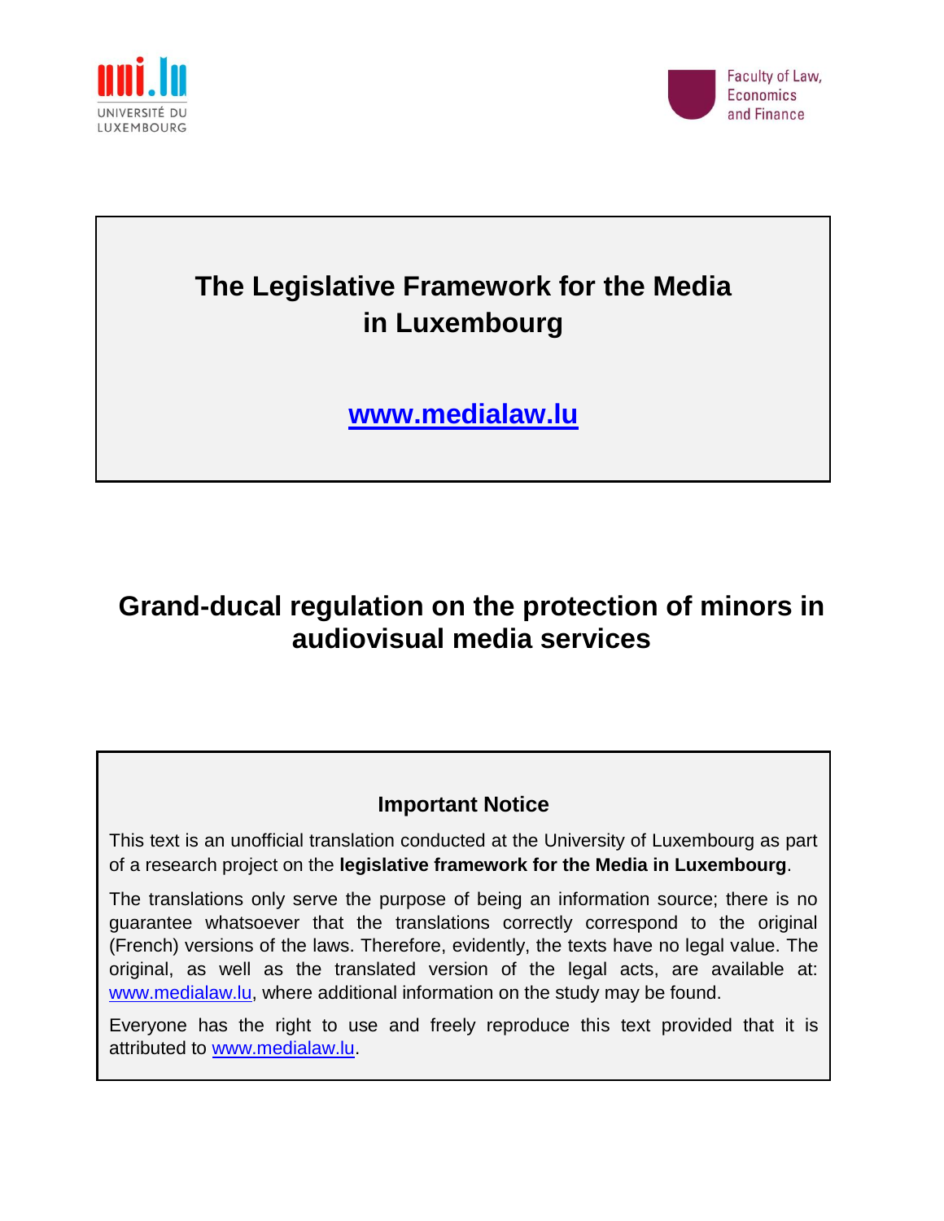UNIVERSITÉ DU LUXEMBOURG

Faculty of Law, Economics and Finance

# The Legislative Framework for the Media in Luxembourg

**www.medialaw.lu**

# Grand-ducal regulation on the protection of minors in audiovisual media services

### Important Notice

This text is an unofficial translation conducted at the University of Luxembourg as part of a research project on the **legislative framework for the Media in Luxembourg**.

The translations only serve the purpose of being an information source; there is no guarantee whatsoever that the translations correctly correspond to the original (French) versions of the laws. Therefore, evidently, the texts have no legal value. The original, as well as the translated version of the legal acts, are available at: www.medialaw.lu, where additional information on the study may be found.

Everyone has the right to use and freely reproduce this text provided that it is attributed to www.medialaw.lu.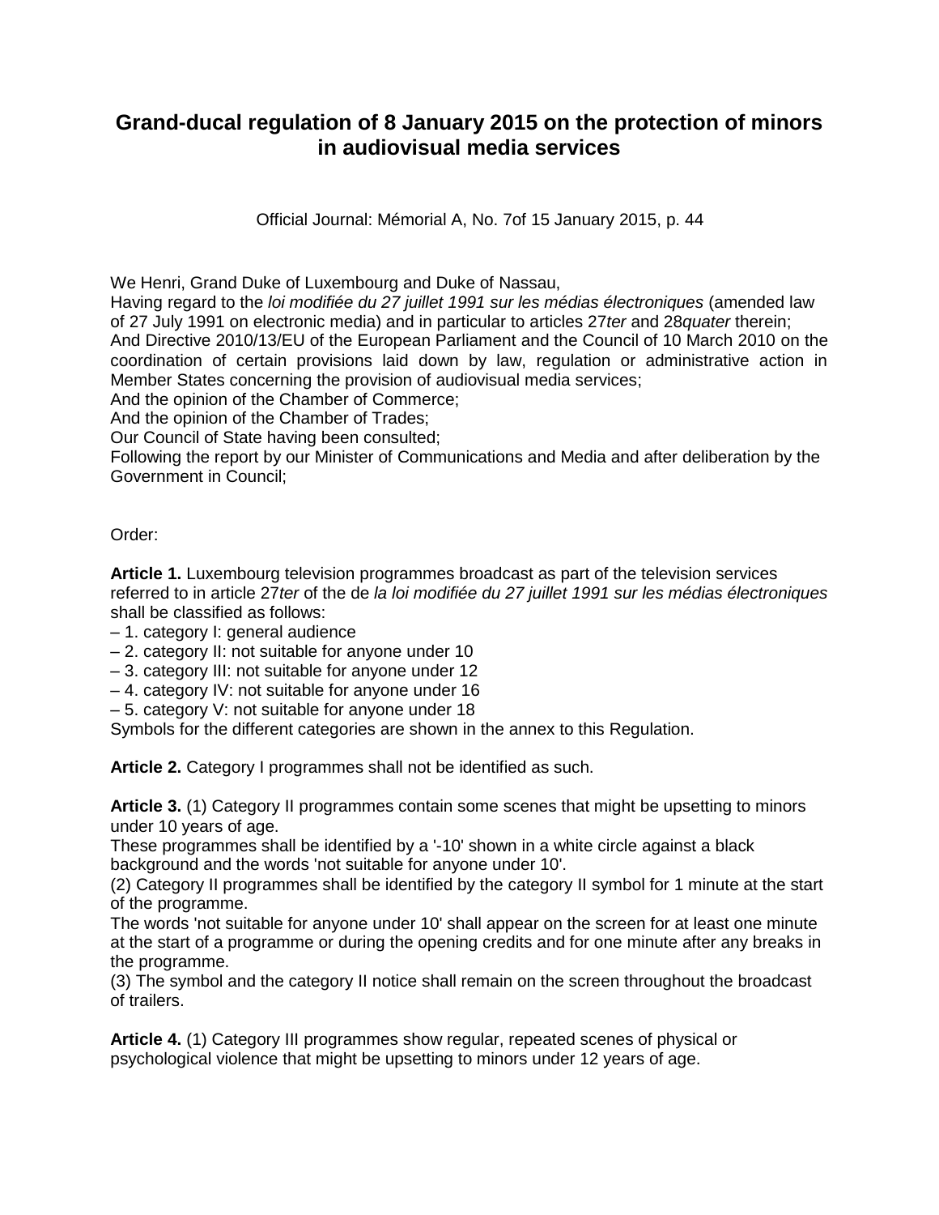# Grand-ducal regulation of 8 January 2015 on the protection of minors in audiovisual media services

Official Journal: Mémorial A, No. 7of 15 January 2015, p. 44

We Henri, Grand Duke of Luxembourg and Duke of Nassau,
Having regard to the *loi modifiée du 27 juillet 1991 sur les médias électroniques* (amended law of 27 July 1991 on electronic media) and in particular to articles 27*ter* and 28*quater* therein;
And Directive 2010/13/EU of the European Parliament and the Council of 10 March 2010 on the coordination of certain provisions laid down by law, regulation or administrative action in Member States concerning the provision of audiovisual media services;
And the opinion of the Chamber of Commerce;
And the opinion of the Chamber of Trades;
Our Council of State having been consulted;
Following the report by our Minister of Communications and Media and after deliberation by the Government in Council;

Order:

**Article 1.** Luxembourg television programmes broadcast as part of the television services referred to in article 27*ter* of the de *la loi modifiée du 27 juillet 1991 sur les médias électroniques* shall be classified as follows:
– 1. category I: general audience
– 2. category II: not suitable for anyone under 10
– 3. category III: not suitable for anyone under 12
– 4. category IV: not suitable for anyone under 16
– 5. category V: not suitable for anyone under 18
Symbols for the different categories are shown in the annex to this Regulation.

**Article 2.** Category I programmes shall not be identified as such.

**Article 3.** (1) Category II programmes contain some scenes that might be upsetting to minors under 10 years of age.
These programmes shall be identified by a '-10' shown in a white circle against a black background and the words 'not suitable for anyone under 10'.
(2) Category II programmes shall be identified by the category II symbol for 1 minute at the start of the programme.
The words 'not suitable for anyone under 10' shall appear on the screen for at least one minute at the start of a programme or during the opening credits and for one minute after any breaks in the programme.
(3) The symbol and the category II notice shall remain on the screen throughout the broadcast of trailers.

**Article 4.** (1) Category III programmes show regular, repeated scenes of physical or psychological violence that might be upsetting to minors under 12 years of age.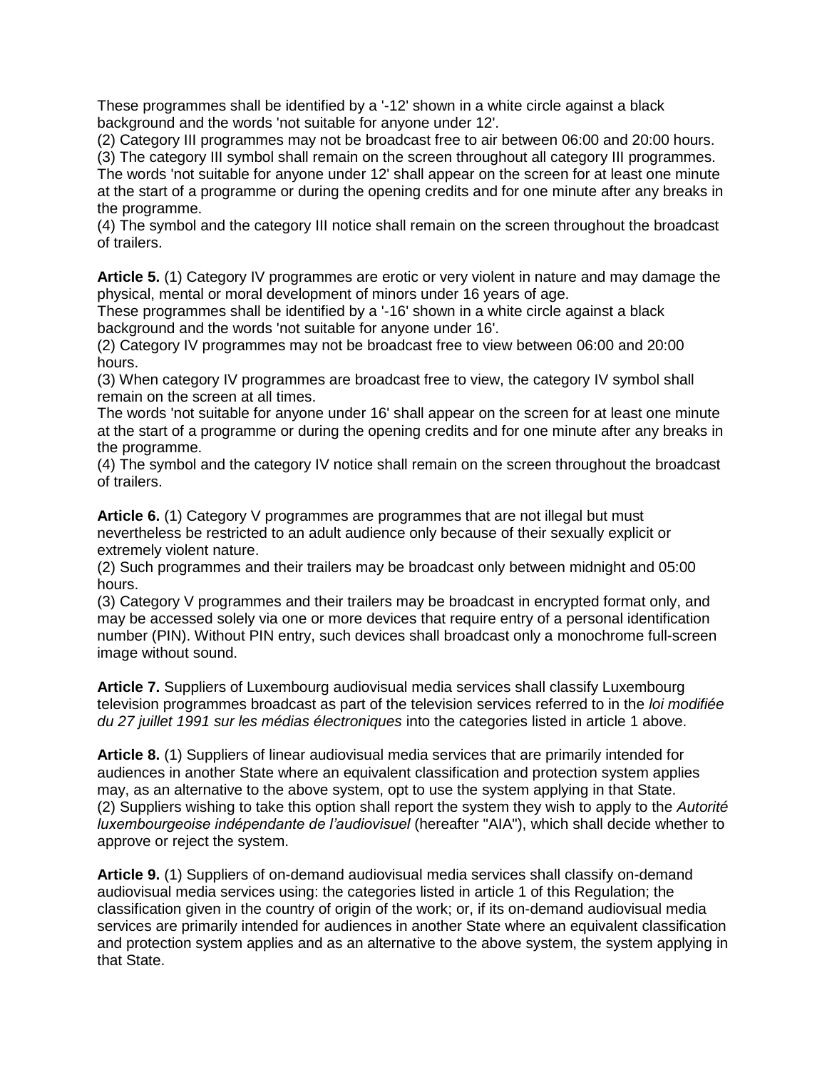These programmes shall be identified by a '-12' shown in a white circle against a black background and the words 'not suitable for anyone under 12'.
(2) Category III programmes may not be broadcast free to air between 06:00 and 20:00 hours.
(3) The category III symbol shall remain on the screen throughout all category III programmes. The words 'not suitable for anyone under 12' shall appear on the screen for at least one minute at the start of a programme or during the opening credits and for one minute after any breaks in the programme.
(4) The symbol and the category III notice shall remain on the screen throughout the broadcast of trailers.

**Article 5.** (1) Category IV programmes are erotic or very violent in nature and may damage the physical, mental or moral development of minors under 16 years of age.
These programmes shall be identified by a '-16' shown in a white circle against a black background and the words 'not suitable for anyone under 16'.
(2) Category IV programmes may not be broadcast free to view between 06:00 and 20:00 hours.
(3) When category IV programmes are broadcast free to view, the category IV symbol shall remain on the screen at all times.
The words 'not suitable for anyone under 16' shall appear on the screen for at least one minute at the start of a programme or during the opening credits and for one minute after any breaks in the programme.
(4) The symbol and the category IV notice shall remain on the screen throughout the broadcast of trailers.

**Article 6.** (1) Category V programmes are programmes that are not illegal but must nevertheless be restricted to an adult audience only because of their sexually explicit or extremely violent nature.
(2) Such programmes and their trailers may be broadcast only between midnight and 05:00 hours.
(3) Category V programmes and their trailers may be broadcast in encrypted format only, and may be accessed solely via one or more devices that require entry of a personal identification number (PIN). Without PIN entry, such devices shall broadcast only a monochrome full-screen image without sound.

**Article 7.** Suppliers of Luxembourg audiovisual media services shall classify Luxembourg television programmes broadcast as part of the television services referred to in the *loi modifiée du 27 juillet 1991 sur les médias électroniques* into the categories listed in article 1 above.

**Article 8.** (1) Suppliers of linear audiovisual media services that are primarily intended for audiences in another State where an equivalent classification and protection system applies may, as an alternative to the above system, opt to use the system applying in that State.
(2) Suppliers wishing to take this option shall report the system they wish to apply to the *Autorité luxembourgeoise indépendante de l'audiovisuel* (hereafter "AIA"), which shall decide whether to approve or reject the system.

**Article 9.** (1) Suppliers of on-demand audiovisual media services shall classify on-demand audiovisual media services using: the categories listed in article 1 of this Regulation; the classification given in the country of origin of the work; or, if its on-demand audiovisual media services are primarily intended for audiences in another State where an equivalent classification and protection system applies and as an alternative to the above system, the system applying in that State.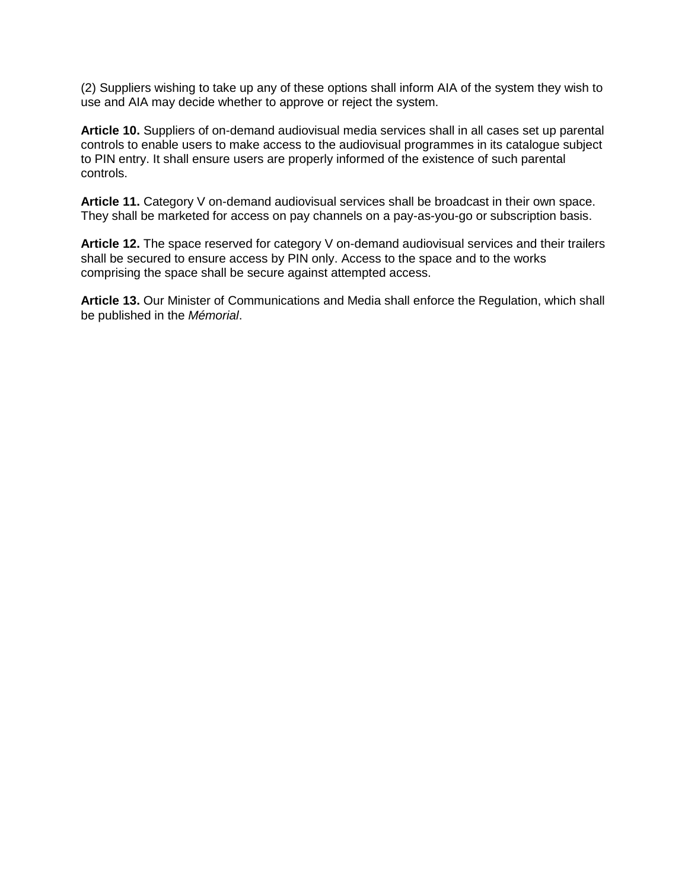(2) Suppliers wishing to take up any of these options shall inform AIA of the system they wish to use and AIA may decide whether to approve or reject the system.

**Article 10.** Suppliers of on-demand audiovisual media services shall in all cases set up parental controls to enable users to make access to the audiovisual programmes in its catalogue subject to PIN entry. It shall ensure users are properly informed of the existence of such parental controls.

**Article 11.** Category V on-demand audiovisual services shall be broadcast in their own space. They shall be marketed for access on pay channels on a pay-as-you-go or subscription basis.

**Article 12.** The space reserved for category V on-demand audiovisual services and their trailers shall be secured to ensure access by PIN only. Access to the space and to the works comprising the space shall be secure against attempted access.

**Article 13.** Our Minister of Communications and Media shall enforce the Regulation, which shall be published in the *Mémorial*.